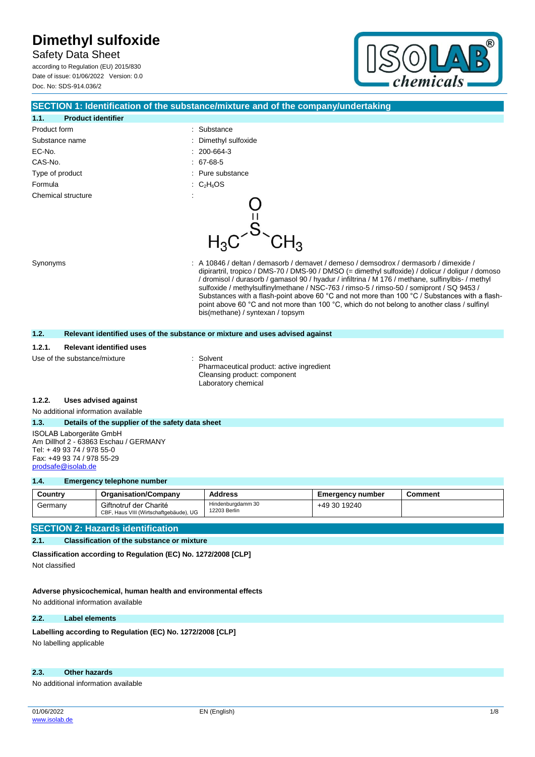# Dimethyl sulfoxide

Safety Data Sheet

according to Regulation (EU) 2015/830

Date of issue: 01/06/2022 Version: 0.0

Doc. No: SDS-914.036/2

## SECTION 1: Identification of the substance/mixture and of the company/undertaking

### 1.1. Product identifier

Product form : Substance

Substance name : Dimethyl sulfoxide

EC-No. : 200-664-3

CAS-No. : 67-68-5

Type of product : Pure substance

Formula : $C_2H_6OS$

Chemical structure :

Synonyms : A 10846 / deltan / demasorb / demavet / demeso / demsodrox / dermasorb / dimexide / dipirartril, tropico / DMS-70 / DMS-90 / DMSO (= dimethyl sulfoxide) / dolicur / doligur / domoso / dromisol / durasorb / gamasol 90 / hyadur / infiltrina / M 176 / methane, sulfinylbis- / methyl sulfoxide / methylsulfinylmethane / NSC-763 / rimso-5 / rimso-50 / somipront / SQ 9453 / Substances with a flash-point above 60 °C and not more than 100 °C / Substances with a flash-point above 60 °C and not more than 100 °C, which do not belong to another class / sulfinyl bis(methane) / syntexan / topsym

### 1.2. Relevant identified uses of the substance or mixture and uses advised against

#### 1.2.1. Relevant identified uses

Use of the substance/mixture : Solvent
Pharmaceutical product: active ingredient
Cleansing product: component
Laboratory chemical

#### 1.2.2. Uses advised against

No additional information available

### 1.3. Details of the supplier of the safety data sheet

ISOLAB Laborgeräte GmbH
Am Dillhof 2 - 63863 Eschau / GERMANY
Tel: + 49 93 74 / 978 55-0
Fax: +49 93 74 / 978 55-29
prodsafe@isolab.de

### 1.4. Emergency telephone number

| Country | Organisation/Company | Address | Emergency number | Comment |
|---|---|---|---|---|
| Germany | Giftnotruf der Charité<br>CBF, Haus VIII (Wirtschaftgebäude), UG | Hindenburgdamm 30<br>12203 Berlin | +49 30 19240 | |

## SECTION 2: Hazards identification

### 2.1. Classification of the substance or mixture

**Classification according to Regulation (EC) No. 1272/2008 [CLP]**

Not classified

**Adverse physicochemical, human health and environmental effects**

No additional information available

### 2.2. Label elements

**Labelling according to Regulation (EC) No. 1272/2008 [CLP]**

No labelling applicable

### 2.3. Other hazards

No additional information available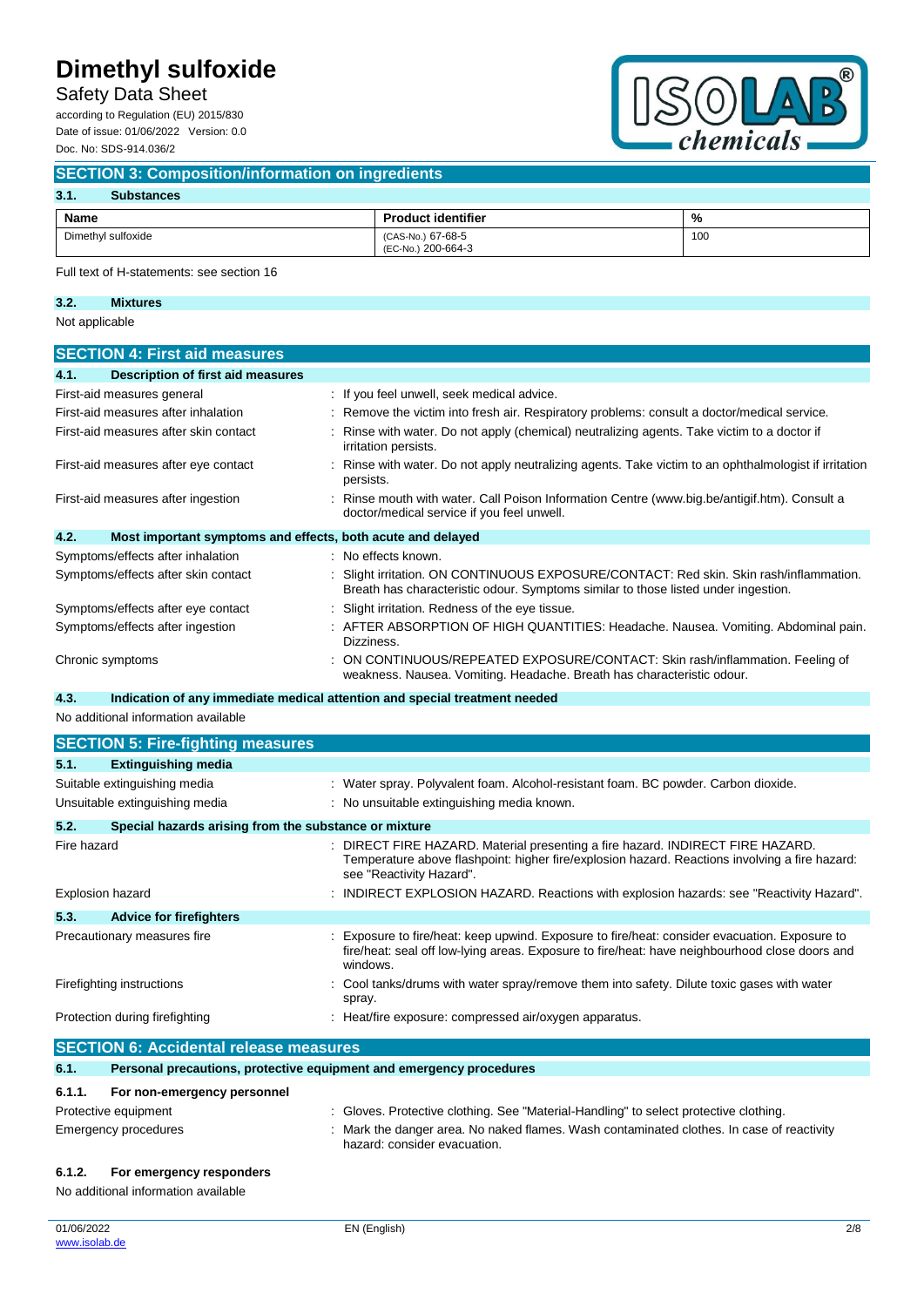## SECTION 3: Composition/information on ingredients

### 3.1. Substances

| Name | Product identifier | % |
|---|---|---|
| Dimethyl sulfoxide | (CAS-No.) 67-68-5<br>(EC-No.) 200-664-3 | 100 |

Full text of H-statements: see section 16

### 3.2. Mixtures

Not applicable

## SECTION 4: First aid measures

### 4.1. Description of first aid measures

First-aid measures general : If you feel unwell, seek medical advice.

First-aid measures after inhalation : Remove the victim into fresh air. Respiratory problems: consult a doctor/medical service.

First-aid measures after skin contact : Rinse with water. Do not apply (chemical) neutralizing agents. Take victim to a doctor if irritation persists.

First-aid measures after eye contact : Rinse with water. Do not apply neutralizing agents. Take victim to an ophthalmologist if irritation persists.

First-aid measures after ingestion : Rinse mouth with water. Call Poison Information Centre (www.big.be/antigif.htm). Consult a doctor/medical service if you feel unwell.

### 4.2. Most important symptoms and effects, both acute and delayed

Symptoms/effects after inhalation : No effects known.

Symptoms/effects after skin contact : Slight irritation. ON CONTINUOUS EXPOSURE/CONTACT: Red skin. Skin rash/inflammation. Breath has characteristic odour. Symptoms similar to those listed under ingestion.

Symptoms/effects after eye contact : Slight irritation. Redness of the eye tissue.

Symptoms/effects after ingestion : AFTER ABSORPTION OF HIGH QUANTITIES: Headache. Nausea. Vomiting. Abdominal pain. Dizziness.

Chronic symptoms : ON CONTINUOUS/REPEATED EXPOSURE/CONTACT: Skin rash/inflammation. Feeling of weakness. Nausea. Vomiting. Headache. Breath has characteristic odour.

### 4.3. Indication of any immediate medical attention and special treatment needed

No additional information available

## SECTION 5: Fire-fighting measures

### 5.1. Extinguishing media

Suitable extinguishing media : Water spray. Polyvalent foam. Alcohol-resistant foam. BC powder. Carbon dioxide.

Unsuitable extinguishing media : No unsuitable extinguishing media known.

### 5.2. Special hazards arising from the substance or mixture

Fire hazard : DIRECT FIRE HAZARD. Material presenting a fire hazard. INDIRECT FIRE HAZARD. Temperature above flashpoint: higher fire/explosion hazard. Reactions involving a fire hazard: see "Reactivity Hazard".

Explosion hazard : INDIRECT EXPLOSION HAZARD. Reactions with explosion hazards: see "Reactivity Hazard".

### 5.3. Advice for firefighters

Precautionary measures fire : Exposure to fire/heat: keep upwind. Exposure to fire/heat: consider evacuation. Exposure to fire/heat: seal off low-lying areas. Exposure to fire/heat: have neighbourhood close doors and windows.

Firefighting instructions : Cool tanks/drums with water spray/remove them into safety. Dilute toxic gases with water spray.

Protection during firefighting : Heat/fire exposure: compressed air/oxygen apparatus.

## SECTION 6: Accidental release measures

### 6.1. Personal precautions, protective equipment and emergency procedures

#### 6.1.1. For non-emergency personnel

Protective equipment : Gloves. Protective clothing. See "Material-Handling" to select protective clothing.

Emergency procedures : Mark the danger area. No naked flames. Wash contaminated clothes. In case of reactivity hazard: consider evacuation.

#### 6.1.2. For emergency responders

No additional information available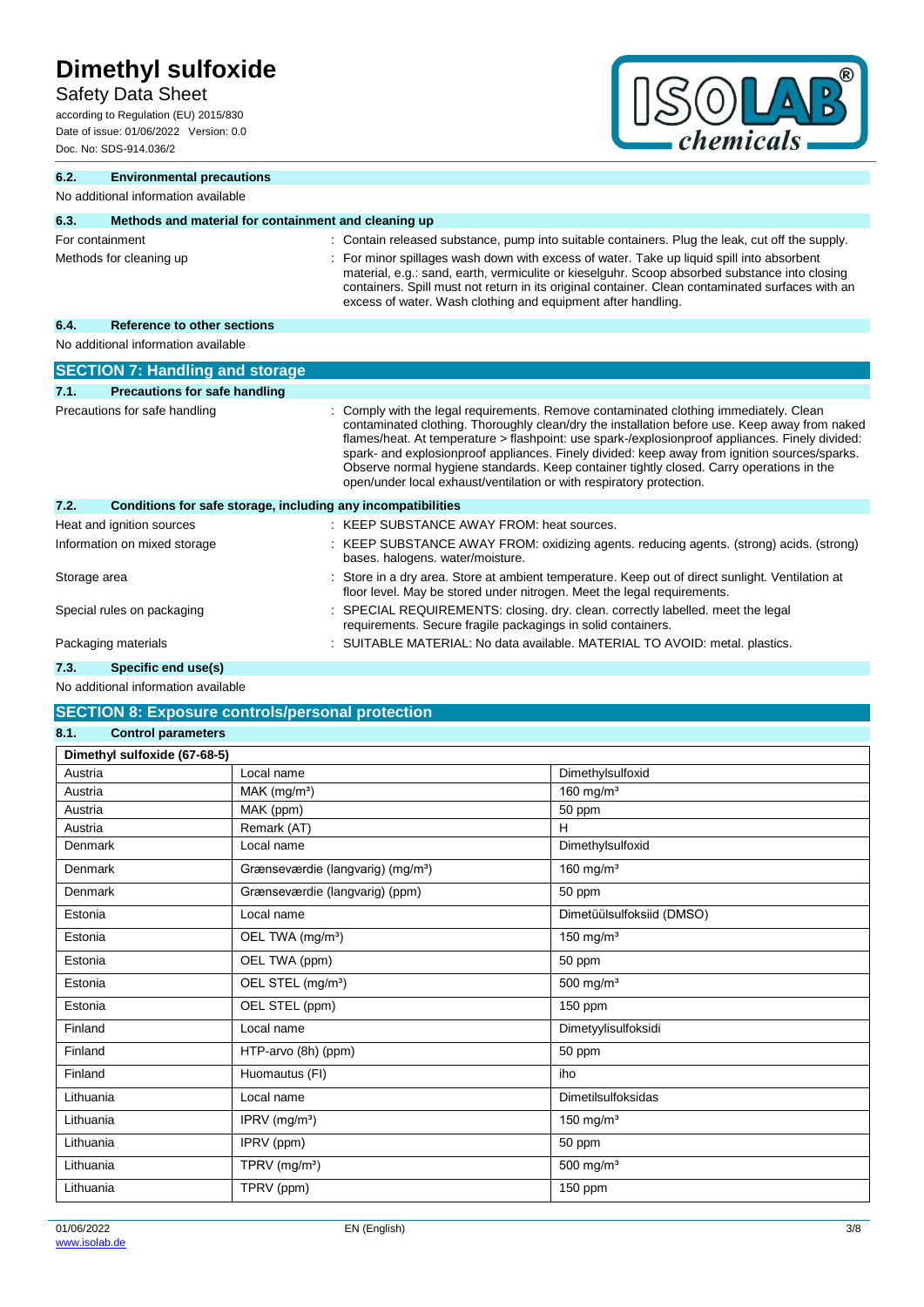### 6.2. Environmental precautions

No additional information available

### 6.3. Methods and material for containment and cleaning up

For containment : Contain released substance, pump into suitable containers. Plug the leak, cut off the supply.

Methods for cleaning up : For minor spillages wash down with excess of water. Take up liquid spill into absorbent material, e.g.: sand, earth, vermiculite or kieselguhr. Scoop absorbed substance into closing containers. Spill must not return in its original container. Clean contaminated surfaces with an excess of water. Wash clothing and equipment after handling.

### 6.4. Reference to other sections

No additional information available

## SECTION 7: Handling and storage

### 7.1. Precautions for safe handling

Precautions for safe handling : Comply with the legal requirements. Remove contaminated clothing immediately. Clean contaminated clothing. Thoroughly clean/dry the installation before use. Keep away from naked flames/heat. At temperature > flashpoint: use spark-/explosionproof appliances. Finely divided: spark- and explosionproof appliances. Finely divided: keep away from ignition sources/sparks. Observe normal hygiene standards. Keep container tightly closed. Carry operations in the open/under local exhaust/ventilation or with respiratory protection.

### 7.2. Conditions for safe storage, including any incompatibilities

Heat and ignition sources : KEEP SUBSTANCE AWAY FROM: heat sources.

Information on mixed storage : KEEP SUBSTANCE AWAY FROM: oxidizing agents. reducing agents. (strong) acids. (strong) bases. halogens. water/moisture.

Storage area : Store in a dry area. Store at ambient temperature. Keep out of direct sunlight. Ventilation at floor level. May be stored under nitrogen. Meet the legal requirements.

Special rules on packaging : SPECIAL REQUIREMENTS: closing. dry. clean. correctly labelled. meet the legal requirements. Secure fragile packagings in solid containers.

Packaging materials : SUITABLE MATERIAL: No data available. MATERIAL TO AVOID: metal. plastics.

### 7.3. Specific end use(s)

No additional information available

## SECTION 8: Exposure controls/personal protection

### 8.1. Control parameters

| Dimethyl sulfoxide (67-68-5) | | |
|---|---|---|
| Austria | Local name | Dimethylsulfoxid |
| Austria | MAK (mg/m³) | 160 mg/m³ |
| Austria | MAK (ppm) | 50 ppm |
| Austria | Remark (AT) | H |
| Denmark | Local name | Dimethylsulfoxid |
| Denmark | Grænseværdie (langvarig) (mg/m³) | 160 mg/m³ |
| Denmark | Grænseværdie (langvarig) (ppm) | 50 ppm |
| Estonia | Local name | Dimetüülsulfoksiid (DMSO) |
| Estonia | OEL TWA (mg/m³) | 150 mg/m³ |
| Estonia | OEL TWA (ppm) | 50 ppm |
| Estonia | OEL STEL (mg/m³) | 500 mg/m³ |
| Estonia | OEL STEL (ppm) | 150 ppm |
| Finland | Local name | Dimetyylisulfoksidi |
| Finland | HTP-arvo (8h) (ppm) | 50 ppm |
| Finland | Huomautus (FI) | iho |
| Lithuania | Local name | Dimetilsulfoksidas |
| Lithuania | IPRV (mg/m³) | 150 mg/m³ |
| Lithuania | IPRV (ppm) | 50 ppm |
| Lithuania | TPRV (mg/m³) | 500 mg/m³ |
| Lithuania | TPRV (ppm) | 150 ppm |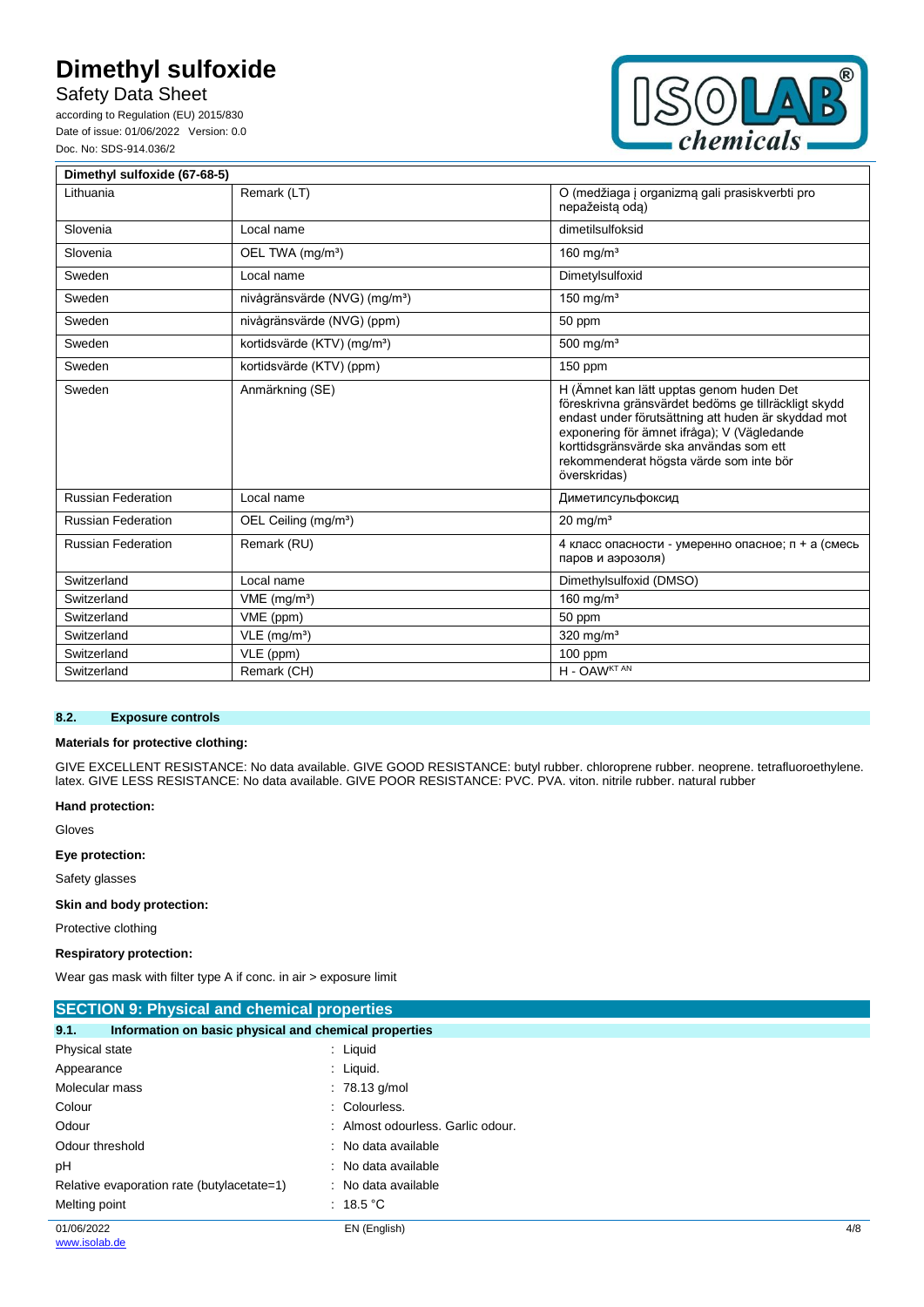| Dimethyl sulfoxide (67-68-5) | | |
|---|---|---|
| Lithuania | Remark (LT) | O (medžiaga į organizmą gali prasiskverbti pro nepažeistą odą) |
| Slovenia | Local name | dimetilsulfoksid |
| Slovenia | OEL TWA (mg/m³) | 160 mg/m³ |
| Sweden | Local name | Dimetylsulfoxid |
| Sweden | nivågränsvärde (NVG) (mg/m³) | 150 mg/m³ |
| Sweden | nivågränsvärde (NVG) (ppm) | 50 ppm |
| Sweden | kortidsvärde (KTV) (mg/m³) | 500 mg/m³ |
| Sweden | kortidsvärde (KTV) (ppm) | 150 ppm |
| Sweden | Anmärkning (SE) | H (Ämnet kan lätt upptas genom huden Det föreskrivna gränsvärdet bedöms ge tillräckligt skydd endast under förutsättning att huden är skyddad mot exponering för ämnet ifråga); V (Vägledande korttidsgränsvärde ska användas som ett rekommenderat högsta värde som inte bör överskridas) |
| Russian Federation | Local name | Диметилсульфоксид |
| Russian Federation | OEL Ceiling (mg/m³) | 20 mg/m³ |
| Russian Federation | Remark (RU) | 4 класс опасности - умеренно опасное; п + а (смесь паров и аэрозоля) |
| Switzerland | Local name | Dimethylsulfoxid (DMSO) |
| Switzerland | VME (mg/m³) | 160 mg/m³ |
| Switzerland | VME (ppm) | 50 ppm |
| Switzerland | VLE (mg/m³) | 320 mg/m³ |
| Switzerland | VLE (ppm) | 100 ppm |
| Switzerland | Remark (CH) | H - OAW KT AN |

### 8.2. Exposure controls

**Materials for protective clothing:**

GIVE EXCELLENT RESISTANCE: No data available. GIVE GOOD RESISTANCE: butyl rubber. chloroprene rubber. neoprene. tetrafluoroethylene. latex. GIVE LESS RESISTANCE: No data available. GIVE POOR RESISTANCE: PVC. PVA. viton. nitrile rubber. natural rubber

**Hand protection:**

Gloves

**Eye protection:**

Safety glasses

**Skin and body protection:**

Protective clothing

**Respiratory protection:**

Wear gas mask with filter type A if conc. in air > exposure limit

## SECTION 9: Physical and chemical properties

### 9.1. Information on basic physical and chemical properties

| | |
|---|---|
| Physical state | : Liquid |
| Appearance | : Liquid. |
| Molecular mass | : 78.13 g/mol |
| Colour | : Colourless. |
| Odour | : Almost odourless. Garlic odour. |
| Odour threshold | : No data available |
| pH | : No data available |
| Relative evaporation rate (butylacetate=1) | : No data available |
| Melting point | : 18.5 °C |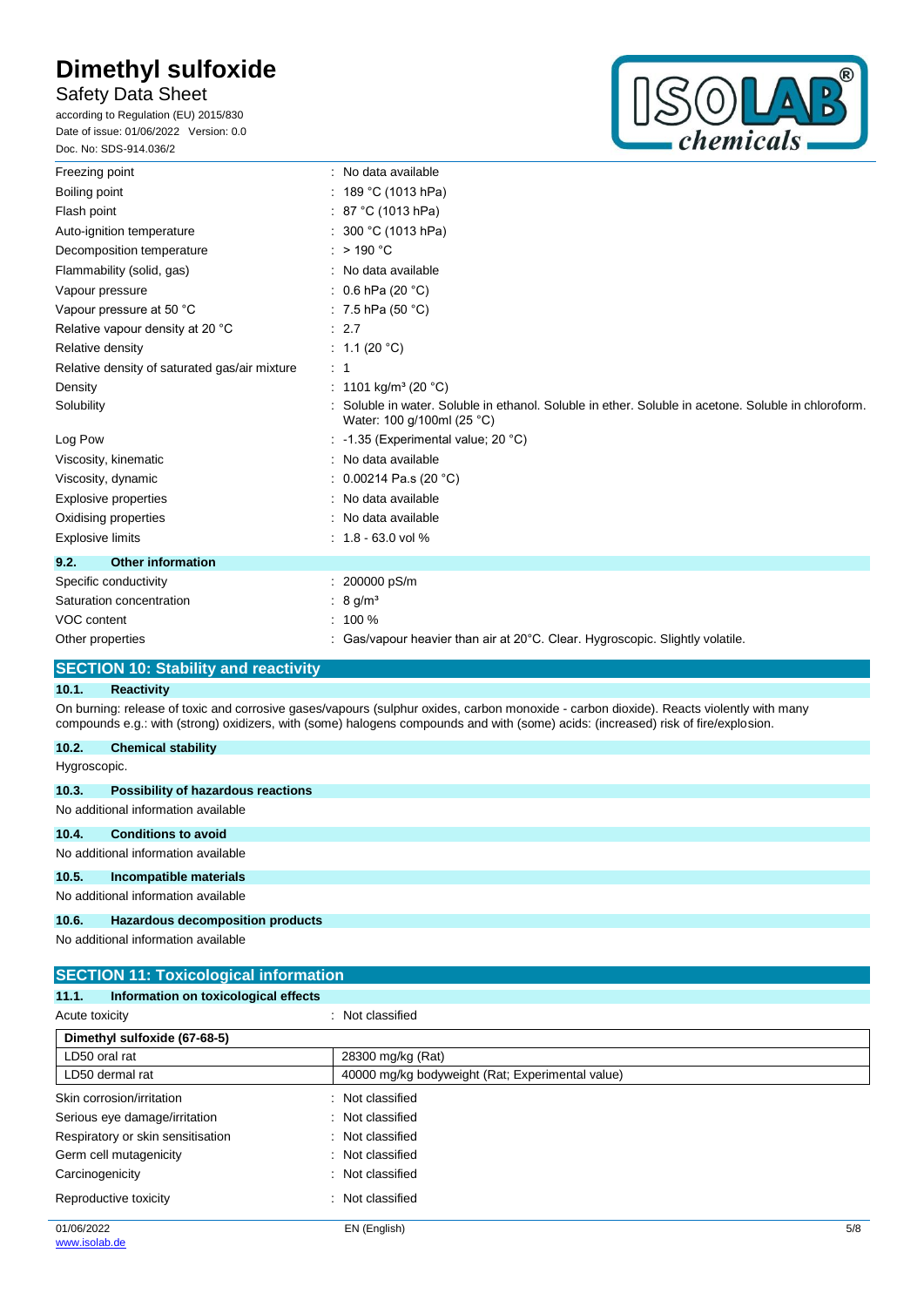| | |
|---|---|
| Freezing point | : No data available |
| Boiling point | : 189 °C (1013 hPa) |
| Flash point | : 87 °C (1013 hPa) |
| Auto-ignition temperature | : 300 °C (1013 hPa) |
| Decomposition temperature | : > 190 °C |
| Flammability (solid, gas) | : No data available |
| Vapour pressure | : 0.6 hPa (20 °C) |
| Vapour pressure at 50 °C | : 7.5 hPa (50 °C) |
| Relative vapour density at 20 °C | : 2.7 |
| Relative density | : 1.1 (20 °C) |
| Relative density of saturated gas/air mixture | : 1 |
| Density | : 1101 kg/m³ (20 °C) |
| Solubility | : Soluble in water. Soluble in ethanol. Soluble in ether. Soluble in acetone. Soluble in chloroform. Water: 100 g/100ml (25 °C) |
| Log Pow | : -1.35 (Experimental value; 20 °C) |
| Viscosity, kinematic | : No data available |
| Viscosity, dynamic | : 0.00214 Pa.s (20 °C) |
| Explosive properties | : No data available |
| Oxidising properties | : No data available |
| Explosive limits | : 1.8 - 63.0 vol % |

### 9.2. Other information

| | |
|---|---|
| Specific conductivity | : 200000 pS/m |
| Saturation concentration | : 8 g/m³ |
| VOC content | : 100 % |
| Other properties | : Gas/vapour heavier than air at 20°C. Clear. Hygroscopic. Slightly volatile. |

## SECTION 10: Stability and reactivity

### 10.1. Reactivity

On burning: release of toxic and corrosive gases/vapours (sulphur oxides, carbon monoxide - carbon dioxide). Reacts violently with many compounds e.g.: with (strong) oxidizers, with (some) halogens compounds and with (some) acids: (increased) risk of fire/explosion.

### 10.2. Chemical stability

Hygroscopic.

### 10.3. Possibility of hazardous reactions

No additional information available

### 10.4. Conditions to avoid

No additional information available

### 10.5. Incompatible materials

No additional information available

### 10.6. Hazardous decomposition products

No additional information available

## SECTION 11: Toxicological information

### 11.1. Information on toxicological effects

Acute toxicity : Not classified

| Dimethyl sulfoxide (67-68-5) | |
|---|---|
| LD50 oral rat | 28300 mg/kg (Rat) |
| LD50 dermal rat | 40000 mg/kg bodyweight (Rat; Experimental value) |

| | |
|---|---|
| Skin corrosion/irritation | : Not classified |
| Serious eye damage/irritation | : Not classified |
| Respiratory or skin sensitisation | : Not classified |
| Germ cell mutagenicity | : Not classified |
| Carcinogenicity | : Not classified |
| Reproductive toxicity | : Not classified |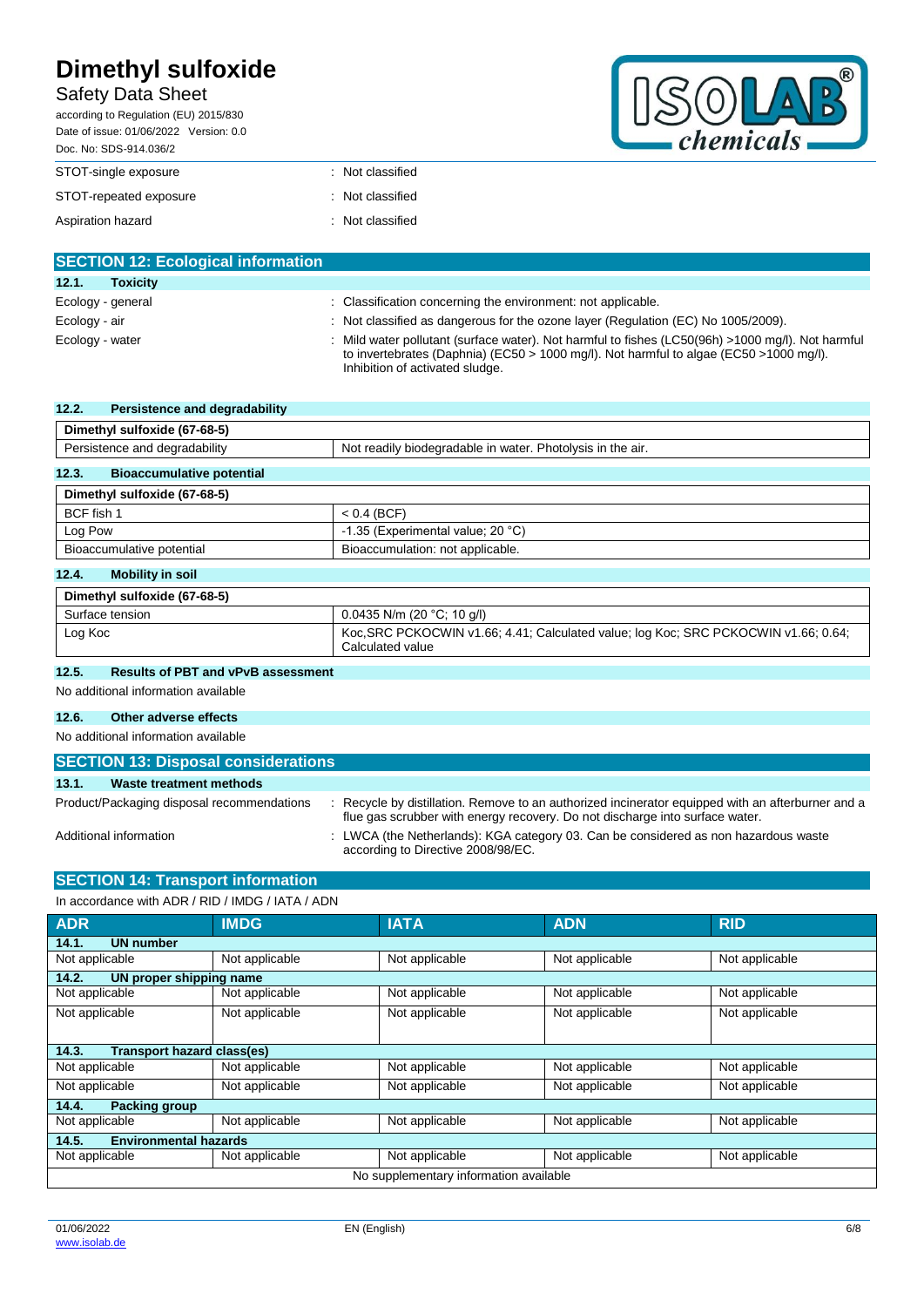| | | |
|---|---|---|
| STOT-single exposure | : | Not classified |
| STOT-repeated exposure | : | Not classified |
| Aspiration hazard | : | Not classified |

## SECTION 12: Ecological information

### 12.1. Toxicity

| | | |
|---|---|---|
| Ecology - general | : | Classification concerning the environment: not applicable. |
| Ecology - air | : | Not classified as dangerous for the ozone layer (Regulation (EC) No 1005/2009). |
| Ecology - water | : | Mild water pollutant (surface water). Not harmful to fishes (LC50(96h) >1000 mg/l). Not harmful to invertebrates (Daphnia) (EC50 > 1000 mg/l). Not harmful to algae (EC50 >1000 mg/l). Inhibition of activated sludge. |

### 12.2. Persistence and degradability

| Dimethyl sulfoxide (67-68-5) | |
|---|---|
| Persistence and degradability | Not readily biodegradable in water. Photolysis in the air. |

### 12.3. Bioaccumulative potential

| Dimethyl sulfoxide (67-68-5) | |
|---|---|
| BCF fish 1 | < 0.4 (BCF) |
| Log Pow | -1.35 (Experimental value; 20 °C) |
| Bioaccumulative potential | Bioaccumulation: not applicable. |

### 12.4. Mobility in soil

| Dimethyl sulfoxide (67-68-5) | |
|---|---|
| Surface tension | 0.0435 N/m (20 °C; 10 g/l) |
| Log Koc | Koc,SRC PCKOCWIN v1.66; 4.41; Calculated value; log Koc; SRC PCKOCWIN v1.66; 0.64; Calculated value |

### 12.5. Results of PBT and vPvB assessment

No additional information available

### 12.6. Other adverse effects

No additional information available

## SECTION 13: Disposal considerations

### 13.1. Waste treatment methods

| | | |
|---|---|---|
| Product/Packaging disposal recommendations | : | Recycle by distillation. Remove to an authorized incinerator equipped with an afterburner and a flue gas scrubber with energy recovery. Do not discharge into surface water. |
| Additional information | : | LWCA (the Netherlands): KGA category 03. Can be considered as non hazardous waste according to Directive 2008/98/EC. |

## SECTION 14: Transport information

In accordance with ADR / RID / IMDG / IATA / ADN

| ADR | IMDG | IATA | ADN | RID |
|---|---|---|---|---|
| **14.1. UN number** | | | | |
| Not applicable | Not applicable | Not applicable | Not applicable | Not applicable |
| **14.2. UN proper shipping name** | | | | |
| Not applicable | Not applicable | Not applicable | Not applicable | Not applicable |
| Not applicable | Not applicable | Not applicable | Not applicable | Not applicable |
| **14.3. Transport hazard class(es)** | | | | |
| Not applicable | Not applicable | Not applicable | Not applicable | Not applicable |
| Not applicable | Not applicable | Not applicable | Not applicable | Not applicable |
| **14.4. Packing group** | | | | |
| Not applicable | Not applicable | Not applicable | Not applicable | Not applicable |
| **14.5. Environmental hazards** | | | | |
| Not applicable | Not applicable | Not applicable | Not applicable | Not applicable |
| No supplementary information available | | | | |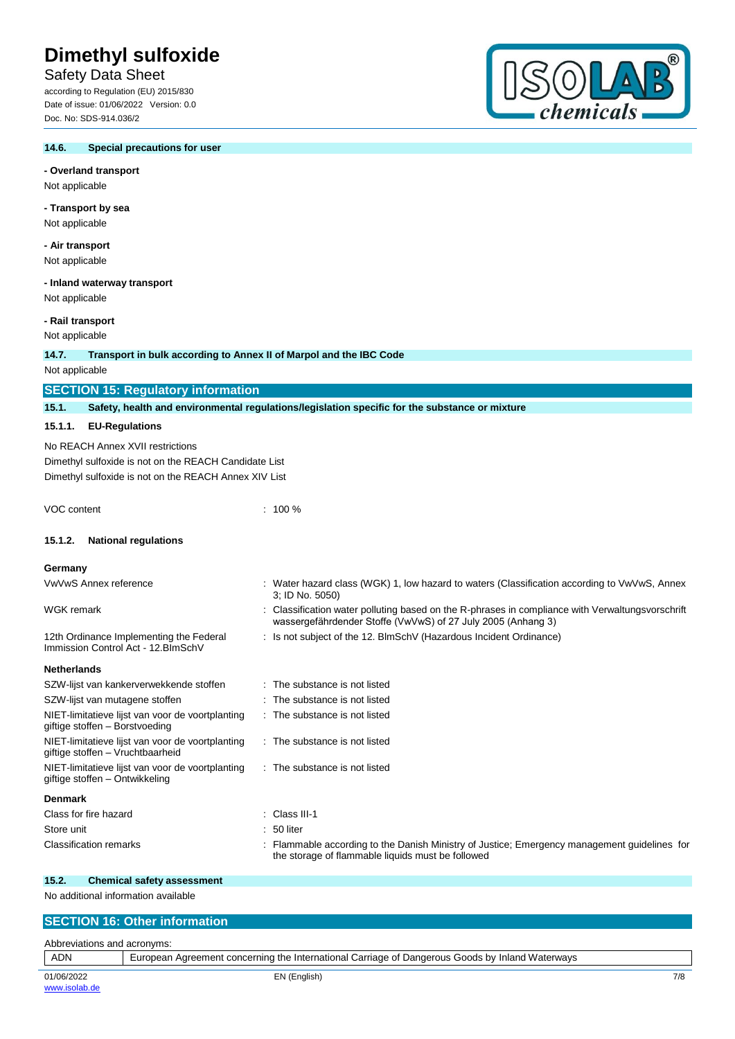### 14.6. Special precautions for user

**- Overland transport**

Not applicable

**- Transport by sea**

Not applicable

**- Air transport**

Not applicable

**- Inland waterway transport**

Not applicable

**- Rail transport**

Not applicable

### 14.7. Transport in bulk according to Annex II of Marpol and the IBC Code

Not applicable

## SECTION 15: Regulatory information

### 15.1. Safety, health and environmental regulations/legislation specific for the substance or mixture

#### 15.1.1. EU-Regulations

No REACH Annex XVII restrictions

Dimethyl sulfoxide is not on the REACH Candidate List

Dimethyl sulfoxide is not on the REACH Annex XIV List

VOC content : 100 %

#### 15.1.2. National regulations

**Germany**

| | |
|---|---|
| VwVwS Annex reference | : Water hazard class (WGK) 1, low hazard to waters (Classification according to VwVwS, Annex 3; ID No. 5050) |
| WGK remark | : Classification water polluting based on the R-phrases in compliance with Verwaltungsvorschrift wassergefährdender Stoffe (VwVwS) of 27 July 2005 (Anhang 3) |
| 12th Ordinance Implementing the Federal Immission Control Act - 12.BImSchV | : Is not subject of the 12. BlmSchV (Hazardous Incident Ordinance) |

**Netherlands**

| | |
|---|---|
| SZW-lijst van kankerverwekkende stoffen | : The substance is not listed |
| SZW-lijst van mutagene stoffen | : The substance is not listed |
| NIET-limitatieve lijst van voor de voortplanting giftige stoffen – Borstvoeding | : The substance is not listed |
| NIET-limitatieve lijst van voor de voortplanting giftige stoffen – Vruchtbaarheid | : The substance is not listed |
| NIET-limitatieve lijst van voor de voortplanting giftige stoffen – Ontwikkeling | : The substance is not listed |

**Denmark**

| | |
|---|---|
| Class for fire hazard | : Class III-1 |
| Store unit | : 50 liter |
| Classification remarks | : Flammable according to the Danish Ministry of Justice; Emergency management guidelines for the storage of flammable liquids must be followed |

### 15.2. Chemical safety assessment

No additional information available

## SECTION 16: Other information

Abbreviations and acronyms:

| | |
|---|---|
| ADN | European Agreement concerning the International Carriage of Dangerous Goods by Inland Waterways |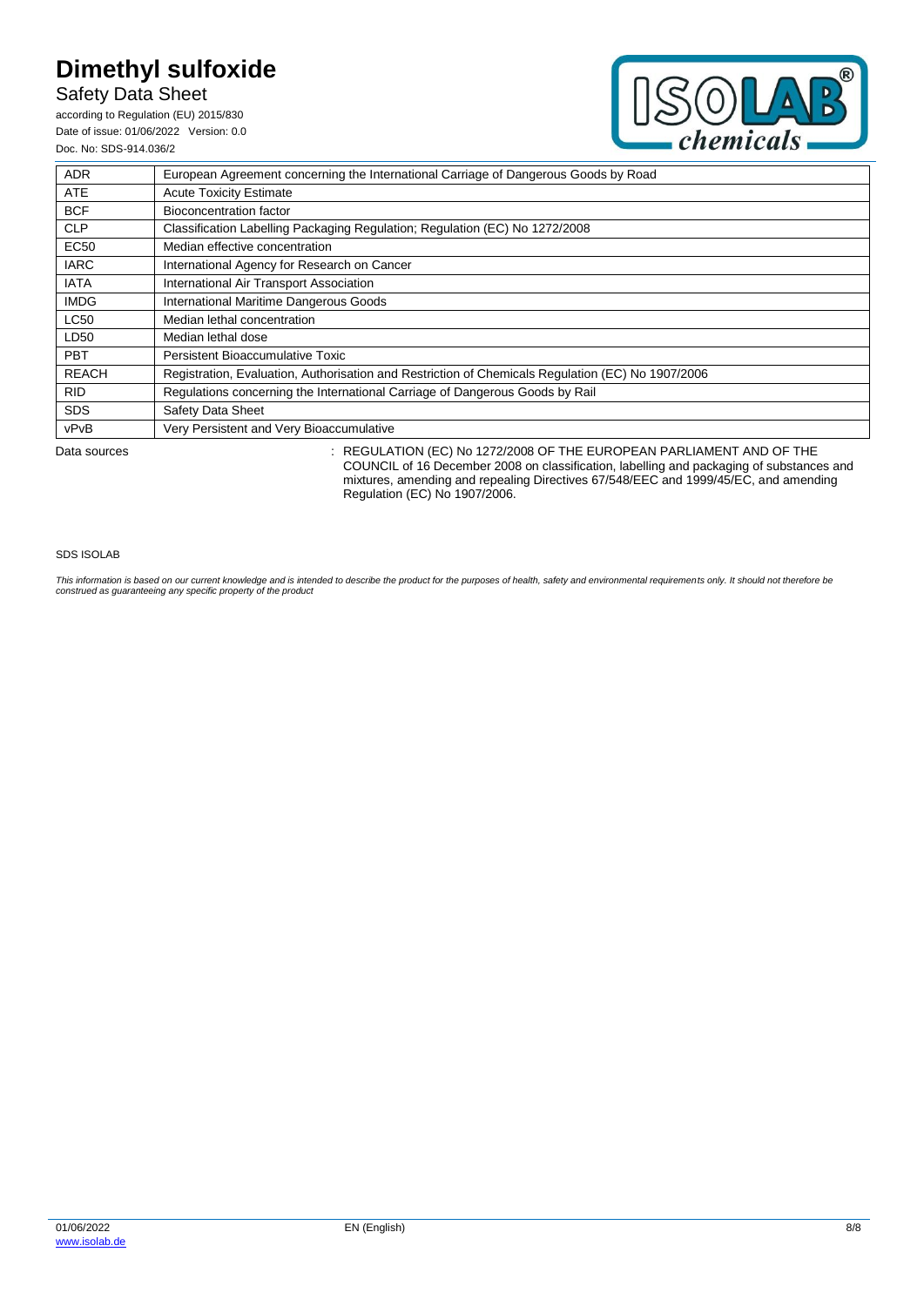| | |
|---|---|
| ADR | European Agreement concerning the International Carriage of Dangerous Goods by Road |
| ATE | Acute Toxicity Estimate |
| BCF | Bioconcentration factor |
| CLP | Classification Labelling Packaging Regulation; Regulation (EC) No 1272/2008 |
| EC50 | Median effective concentration |
| IARC | International Agency for Research on Cancer |
| IATA | International Air Transport Association |
| IMDG | International Maritime Dangerous Goods |
| LC50 | Median lethal concentration |
| LD50 | Median lethal dose |
| PBT | Persistent Bioaccumulative Toxic |
| REACH | Registration, Evaluation, Authorisation and Restriction of Chemicals Regulation (EC) No 1907/2006 |
| RID | Regulations concerning the International Carriage of Dangerous Goods by Rail |
| SDS | Safety Data Sheet |
| vPvB | Very Persistent and Very Bioaccumulative |

Data sources : REGULATION (EC) No 1272/2008 OF THE EUROPEAN PARLIAMENT AND OF THE COUNCIL of 16 December 2008 on classification, labelling and packaging of substances and mixtures, amending and repealing Directives 67/548/EEC and 1999/45/EC, and amending Regulation (EC) No 1907/2006.

SDS ISOLAB

*This information is based on our current knowledge and is intended to describe the product for the purposes of health, safety and environmental requirements only. It should not therefore be construed as guaranteeing any specific property of the product*